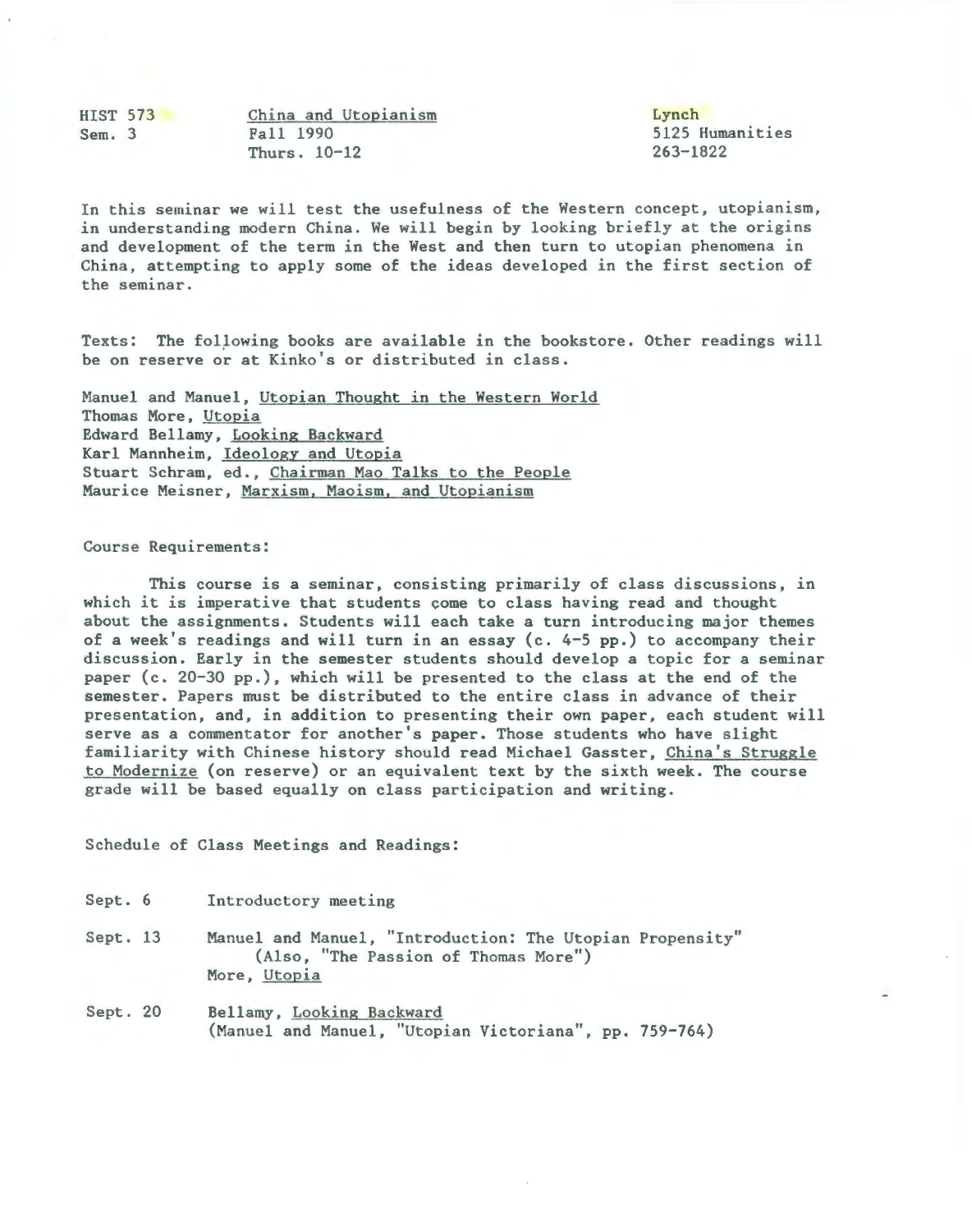HIST 573
Sem. 3

China and Utopianism
Fall 1990
Thurs. 10-12

Lynch
5125 Humanities
263-1822

In this seminar we will test the usefulness of the Western concept, utopianism, in understanding modern China. We will begin by looking briefly at the origins and development of the term in the West and then turn to utopian phenomena in China, attempting to apply some of the ideas developed in the first section of the seminar.

Texts: The following books are available in the bookstore. Other readings will be on reserve or at Kinko's or distributed in class.

Manuel and Manuel, Utopian Thought in the Western World
Thomas More, Utopia
Edward Bellamy, Looking Backward
Karl Mannheim, Ideology and Utopia
Stuart Schram, ed., Chairman Mao Talks to the People
Maurice Meisner, Marxism, Maoism, and Utopianism

Course Requirements:

This course is a seminar, consisting primarily of class discussions, in which it is imperative that students come to class having read and thought about the assignments. Students will each take a turn introducing major themes of a week's readings and will turn in an essay (c. 4-5 pp.) to accompany their discussion. Early in the semester students should develop a topic for a seminar paper (c. 20-30 pp.), which will be presented to the class at the end of the semester. Papers must be distributed to the entire class in advance of their presentation, and, in addition to presenting their own paper, each student will serve as a commentator for another's paper. Those students who have slight familiarity with Chinese history should read Michael Gasster, China's Struggle to Modernize (on reserve) or an equivalent text by the sixth week. The course grade will be based equally on class participation and writing.

Schedule of Class Meetings and Readings:

Sept. 6 Introductory meeting

Sept. 13 Manuel and Manuel, "Introduction: The Utopian Propensity" (Also, "The Passion of Thomas More")
More, Utopia

Sept. 20 Bellamy, Looking Backward
(Manuel and Manuel, "Utopian Victoriana", pp. 759-764)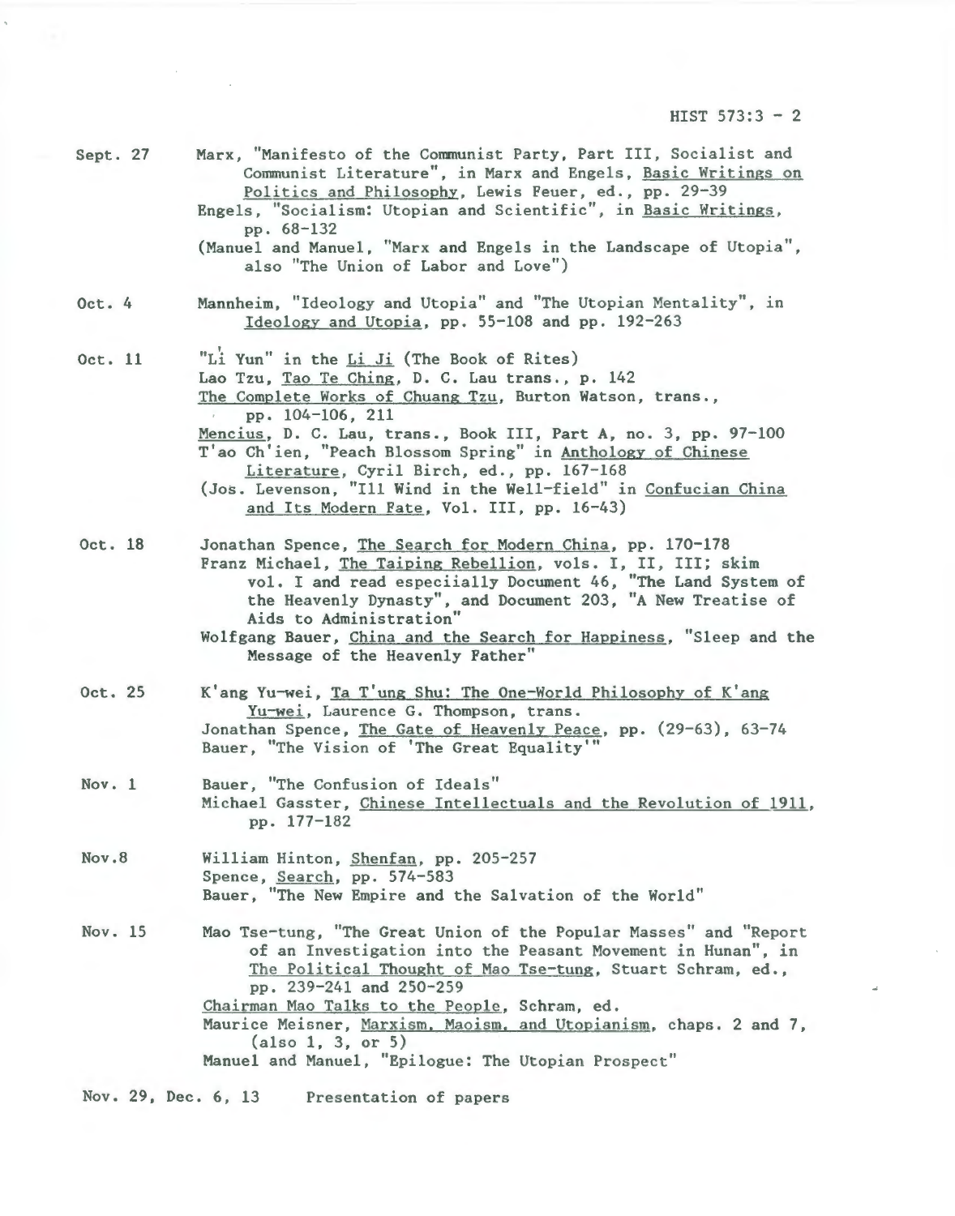**Sept. 27**

Marx, "Manifesto of the Communist Party, Part III, Socialist and Communist Literature", in Marx and Engels, Basic Writings on Politics and Philosophy, Lewis Feuer, ed., pp. 29-39
Engels, "Socialism: Utopian and Scientific", in Basic Writings, pp. 68-132
(Manuel and Manuel, "Marx and Engels in the Landscape of Utopia", also "The Union of Labor and Love")

**Oct. 4**

Mannheim, "Ideology and Utopia" and "The Utopian Mentality", in Ideology and Utopia, pp. 55-108 and pp. 192-263

**Oct. 11**

"Li Yun" in the Li Ji (The Book of Rites)
Lao Tzu, Tao Te Ching, D. C. Lau trans., p. 142
The Complete Works of Chuang Tzu, Burton Watson, trans., pp. 104-106, 211
Mencius, D. C. Lau, trans., Book III, Part A, no. 3, pp. 97-100
T'ao Ch'ien, "Peach Blossom Spring" in Anthology of Chinese Literature, Cyril Birch, ed., pp. 167-168
(Jos. Levenson, "Ill Wind in the Well-field" in Confucian China and Its Modern Fate, Vol. III, pp. 16-43)

**Oct. 18**

Jonathan Spence, The Search for Modern China, pp. 170-178
Franz Michael, The Taiping Rebellion, vols. I, II, III; skim vol. I and read especiially Document 46, "The Land System of the Heavenly Dynasty", and Document 203, "A New Treatise of Aids to Administration"
Wolfgang Bauer, China and the Search for Happiness, "Sleep and the Message of the Heavenly Father"

**Oct. 25**

K'ang Yu-wei, Ta T'ung Shu: The One-World Philosophy of K'ang Yu-wei, Laurence G. Thompson, trans.
Jonathan Spence, The Gate of Heavenly Peace, pp. (29-63), 63-74
Bauer, "The Vision of 'The Great Equality'"

**Nov. 1**

Bauer, "The Confusion of Ideals"
Michael Gasster, Chinese Intellectuals and the Revolution of 1911, pp. 177-182

**Nov.8**

William Hinton, Shenfan, pp. 205-257
Spence, Search, pp. 574-583
Bauer, "The New Empire and the Salvation of the World"

**Nov. 15**

Mao Tse-tung, "The Great Union of the Popular Masses" and "Report of an Investigation into the Peasant Movement in Hunan", in The Political Thought of Mao Tse-tung, Stuart Schram, ed., pp. 239-241 and 250-259
Chairman Mao Talks to the People, Schram, ed.
Maurice Meisner, Marxism, Maoism, and Utopianism, chaps. 2 and 7, (also 1, 3, or 5)
Manuel and Manuel, "Epilogue: The Utopian Prospect"

**Nov. 29, Dec. 6, 13**

Presentation of papers